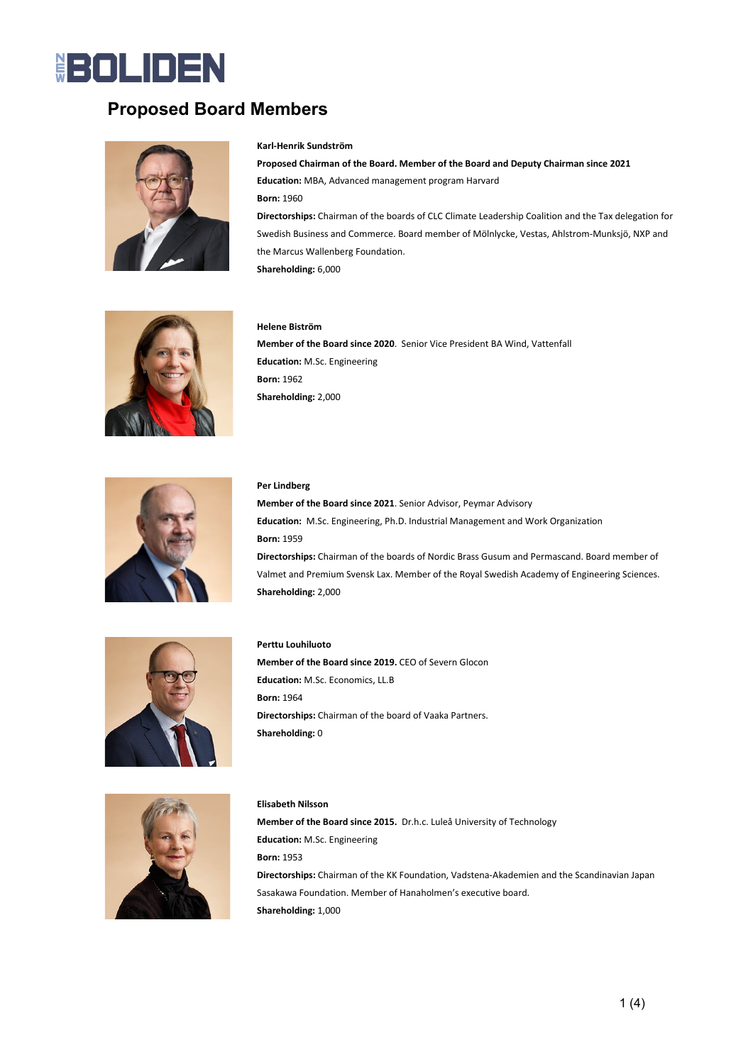# Proposed Board Members

**Karl-Henrik Sundström**

**Proposed Chairman of the Board. Member of the Board and Deputy Chairman since 2021**

**Education:** MBA, Advanced management program Harvard

**Born:** 1960

**Directorships:** Chairman of the boards of CLC Climate Leadership Coalition and the Tax delegation for Swedish Business and Commerce. Board member of Mölnlycke, Vestas, Ahlstrom-Munksjö, NXP and the Marcus Wallenberg Foundation.

**Shareholding:** 6,000

**Helene Biström**

**Member of the Board since 2020**. Senior Vice President BA Wind, Vattenfall

**Education:** M.Sc. Engineering

**Born:** 1962

**Shareholding:** 2,000

**Per Lindberg**

**Member of the Board since 2021**. Senior Advisor, Peymar Advisory

**Education:** M.Sc. Engineering, Ph.D. Industrial Management and Work Organization

**Born:** 1959

**Directorships:** Chairman of the boards of Nordic Brass Gusum and Permascand. Board member of Valmet and Premium Svensk Lax. Member of the Royal Swedish Academy of Engineering Sciences.

**Shareholding:** 2,000

**Perttu Louhiluoto**

**Member of the Board since 2019.** CEO of Severn Glocon

**Education:** M.Sc. Economics, LL.B

**Born:** 1964

**Directorships:** Chairman of the board of Vaaka Partners.

**Shareholding:** 0

**Elisabeth Nilsson**

**Member of the Board since 2015.** Dr.h.c. Luleå University of Technology

**Education:** M.Sc. Engineering

**Born:** 1953

**Directorships:** Chairman of the KK Foundation, Vadstena-Akademien and the Scandinavian Japan Sasakawa Foundation. Member of Hanaholmen's executive board.

**Shareholding:** 1,000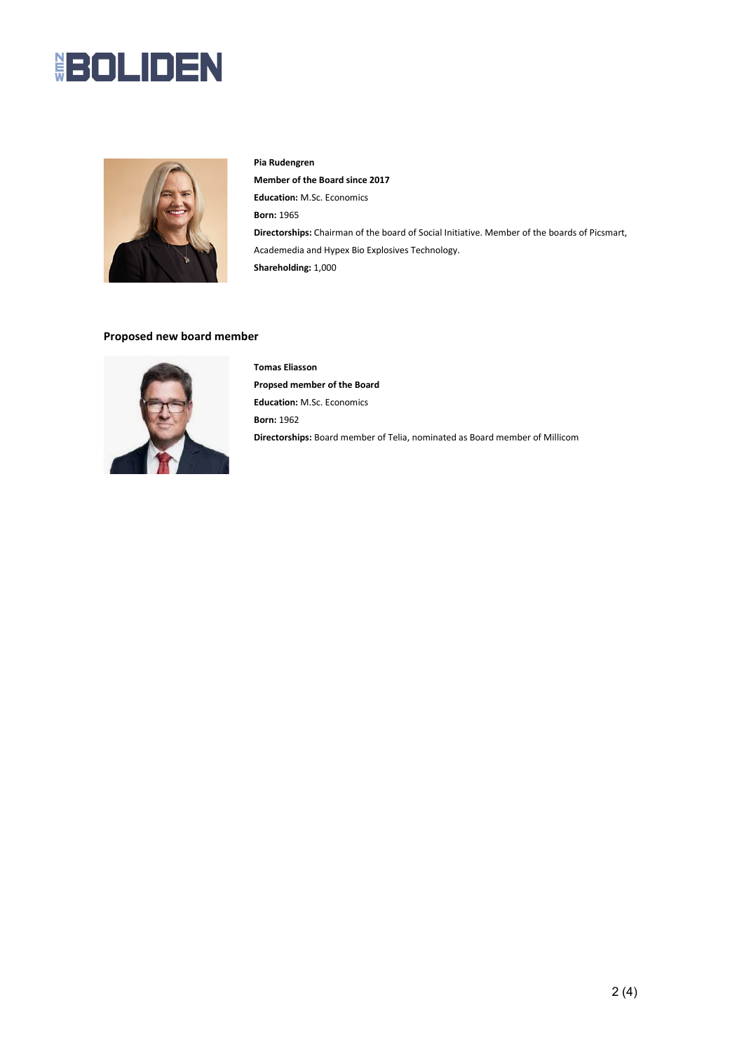**Pia Rudengren**

**Member of the Board since 2017**

**Education:** M.Sc. Economics

**Born:** 1965

**Directorships:** Chairman of the board of Social Initiative. Member of the boards of Picsmart, Academedia and Hypex Bio Explosives Technology.

**Shareholding:** 1,000

## Proposed new board member

**Tomas Eliasson**

**Propsed member of the Board**

**Education:** M.Sc. Economics

**Born:** 1962

**Directorships:** Board member of Telia, nominated as Board member of Millicom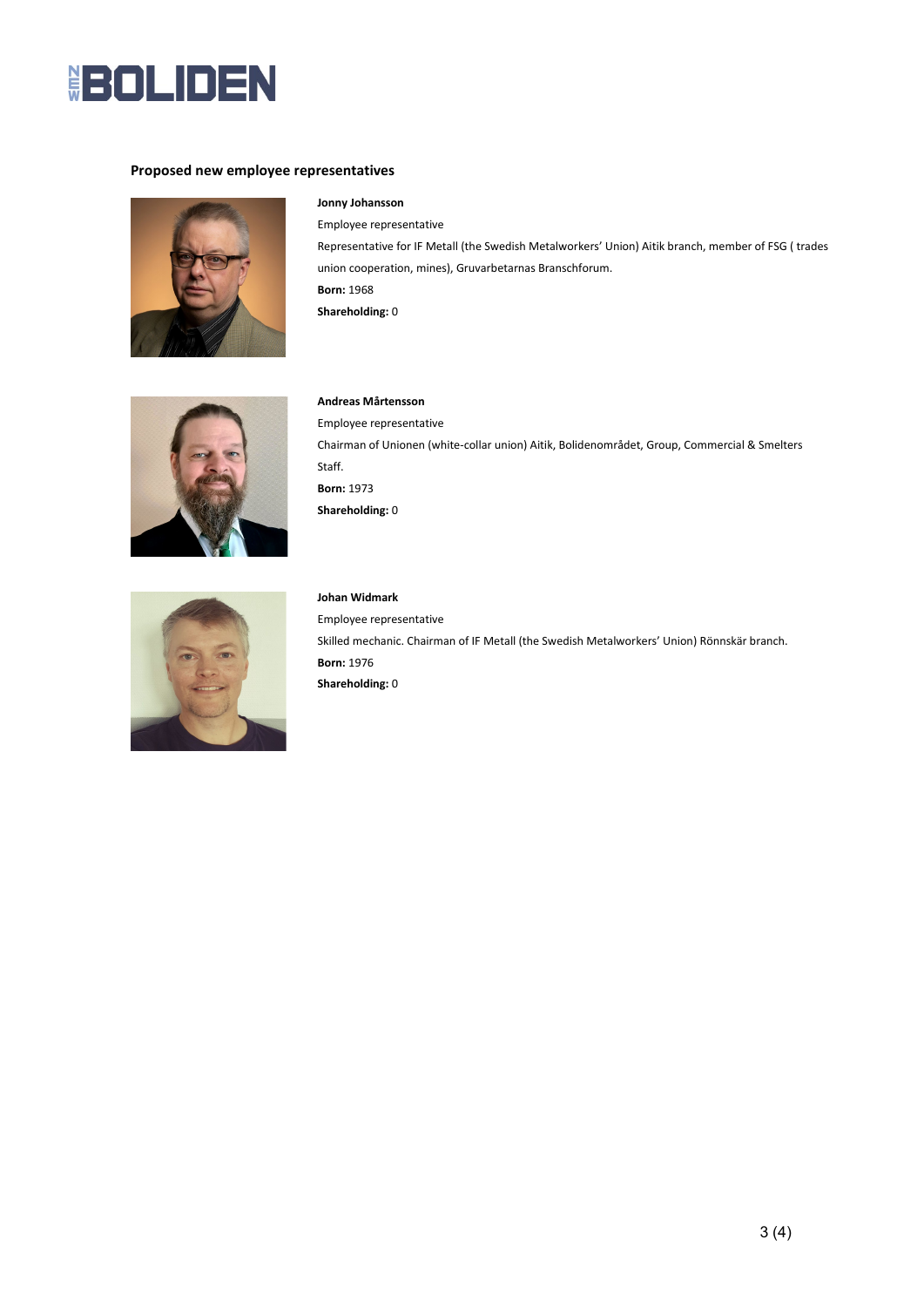### Proposed new employee representatives

**Jonny Johansson**

Employee representative

Representative for IF Metall (the Swedish Metalworkers' Union) Aitik branch, member of FSG ( trades union cooperation, mines), Gruvarbetarnas Branschforum.

**Born:** 1968

**Shareholding:** 0

**Andreas Mårtensson**

Employee representative

Chairman of Unionen (white-collar union) Aitik, Bolidenområdet, Group, Commercial & Smelters Staff.

**Born:** 1973

**Shareholding:** 0

**Johan Widmark**

Employee representative

Skilled mechanic. Chairman of IF Metall (the Swedish Metalworkers' Union) Rönnskär branch.

**Born:** 1976

**Shareholding:** 0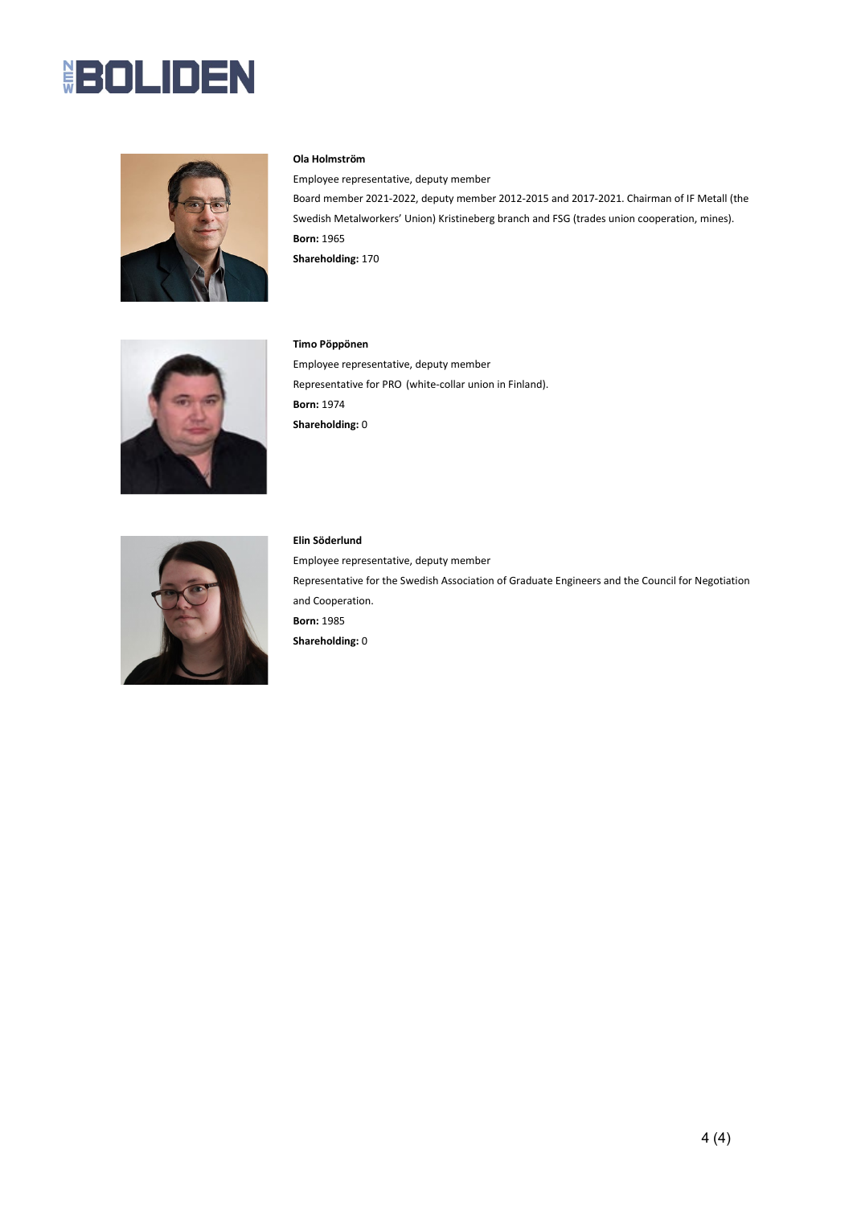**Ola Holmström**

Employee representative, deputy member

Board member 2021-2022, deputy member 2012-2015 and 2017-2021. Chairman of IF Metall (the Swedish Metalworkers' Union) Kristineberg branch and FSG (trades union cooperation, mines).

**Born:** 1965

**Shareholding:** 170

**Timo Pöppönen**

Employee representative, deputy member

Representative for PRO (white-collar union in Finland).

**Born:** 1974

**Shareholding:** 0

**Elin Söderlund**

Employee representative, deputy member

Representative for the Swedish Association of Graduate Engineers and the Council for Negotiation and Cooperation.

**Born:** 1985

**Shareholding:** 0